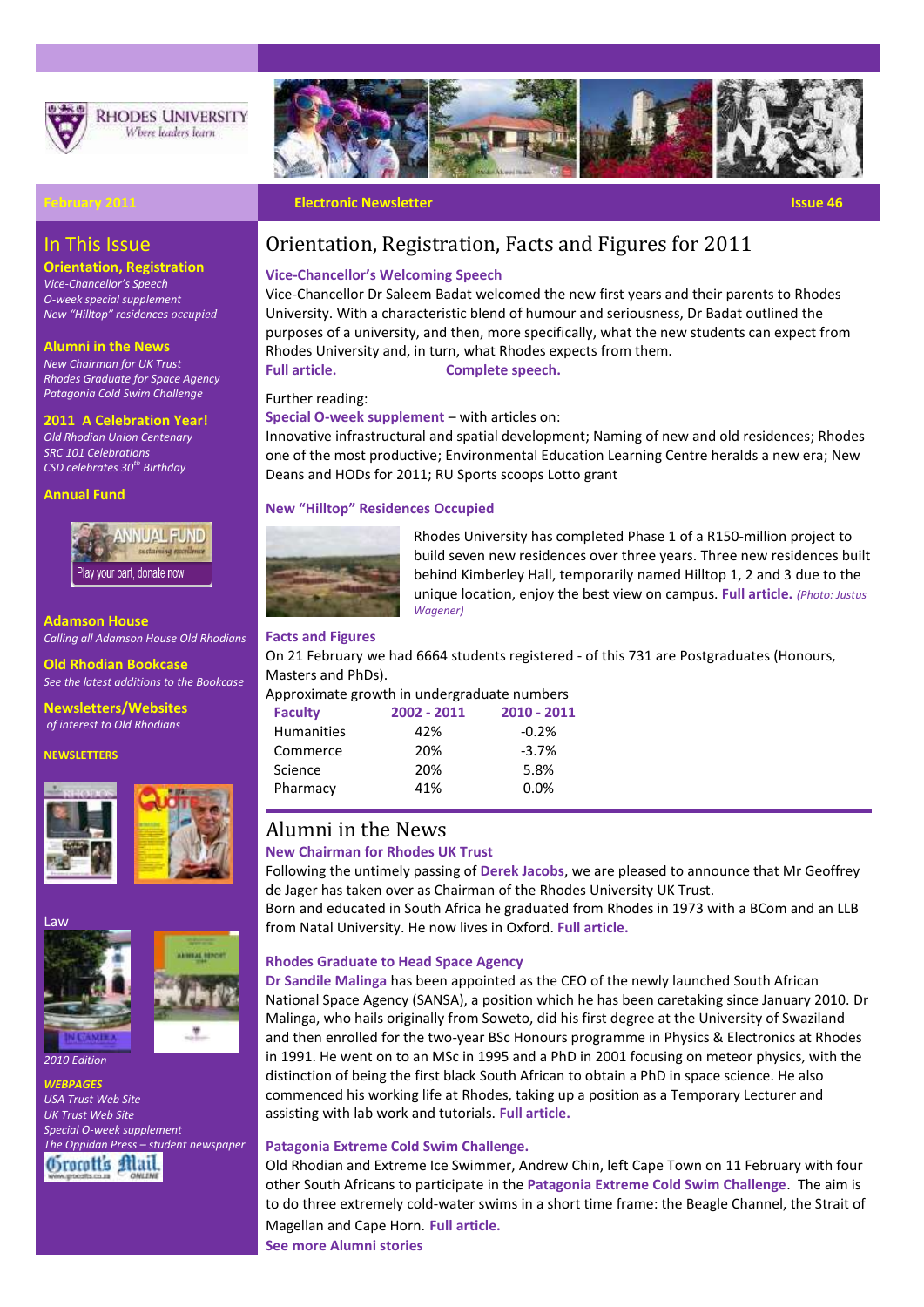RHODES UNIVERSITY
*Where leaders learn*

February 2011 | Electronic Newsletter | Issue 46

## In This Issue

**Orientation, Registration**
*Vice-Chancellor's Speech*
*O-week special supplement*
*New "Hilltop" residences occupied*

**Alumni in the News**
*New Chairman for UK Trust*
*Rhodes Graduate for Space Agency*
*Patagonia Cold Swim Challenge*

**2011 A Celebration Year!**
*Old Rhodian Union Centenary*
*SRC 101 Celebrations*
*CSD celebrates 30th Birthday*

**Annual Fund**

ANNUAL FUND
sustaining excellence
Play your part, donate now

**Adamson House**
*Calling all Adamson House Old Rhodians*

**Old Rhodian Bookcase**
*See the latest additions to the Bookcase*

**Newsletters/Websites**
*of interest to Old Rhodians*

**NEWSLETTERS**

Law

*2010 Edition*

***WEBPAGES***
*USA Trust Web Site*
*UK Trust Web Site*
*Special O-week supplement*
*The Oppidan Press – student newspaper*

Grocott's Mail ONLINE

# Orientation, Registration, Facts and Figures for 2011

### Vice-Chancellor's Welcoming Speech

Vice-Chancellor Dr Saleem Badat welcomed the new first years and their parents to Rhodes University. With a characteristic blend of humour and seriousness, Dr Badat outlined the purposes of a university, and then, more specifically, what the new students can expect from Rhodes University and, in turn, what Rhodes expects from them.
**Full article.** **Complete speech.**

Further reading:
**Special O-week supplement** – with articles on:
Innovative infrastructural and spatial development; Naming of new and old residences; Rhodes one of the most productive; Environmental Education Learning Centre heralds a new era; New Deans and HODs for 2011; RU Sports scoops Lotto grant

### New "Hilltop" Residences Occupied

Rhodes University has completed Phase 1 of a R150-million project to build seven new residences over three years. Three new residences built behind Kimberley Hall, temporarily named Hilltop 1, 2 and 3 due to the unique location, enjoy the best view on campus. **Full article.** *(Photo: Justus Wagener)*

### Facts and Figures

On 21 February we had 6664 students registered - of this 731 are Postgraduates (Honours, Masters and PhDs).
Approximate growth in undergraduate numbers

| Faculty | 2002 - 2011 | 2010 - 2011 |
|---|---|---|
| Humanities | 42% | -0.2% |
| Commerce | 20% | -3.7% |
| Science | 20% | 5.8% |
| Pharmacy | 41% | 0.0% |

# Alumni in the News

### New Chairman for Rhodes UK Trust

Following the untimely passing of **Derek Jacobs**, we are pleased to announce that Mr Geoffrey de Jager has taken over as Chairman of the Rhodes University UK Trust.
Born and educated in South Africa he graduated from Rhodes in 1973 with a BCom and an LLB from Natal University. He now lives in Oxford. **Full article.**

### Rhodes Graduate to Head Space Agency

**Dr Sandile Malinga** has been appointed as the CEO of the newly launched South African National Space Agency (SANSA), a position which he has been caretaking since January 2010. Dr Malinga, who hails originally from Soweto, did his first degree at the University of Swaziland and then enrolled for the two-year BSc Honours programme in Physics & Electronics at Rhodes in 1991. He went on to an MSc in 1995 and a PhD in 2001 focusing on meteor physics, with the distinction of being the first black South African to obtain a PhD in space science. He also commenced his working life at Rhodes, taking up a position as a Temporary Lecturer and assisting with lab work and tutorials. **Full article.**

### Patagonia Extreme Cold Swim Challenge.

Old Rhodian and Extreme Ice Swimmer, Andrew Chin, left Cape Town on 11 February with four other South Africans to participate in the **Patagonia Extreme Cold Swim Challenge**. The aim is to do three extremely cold-water swims in a short time frame: the Beagle Channel, the Strait of Magellan and Cape Horn. **Full article.**
**See more Alumni stories**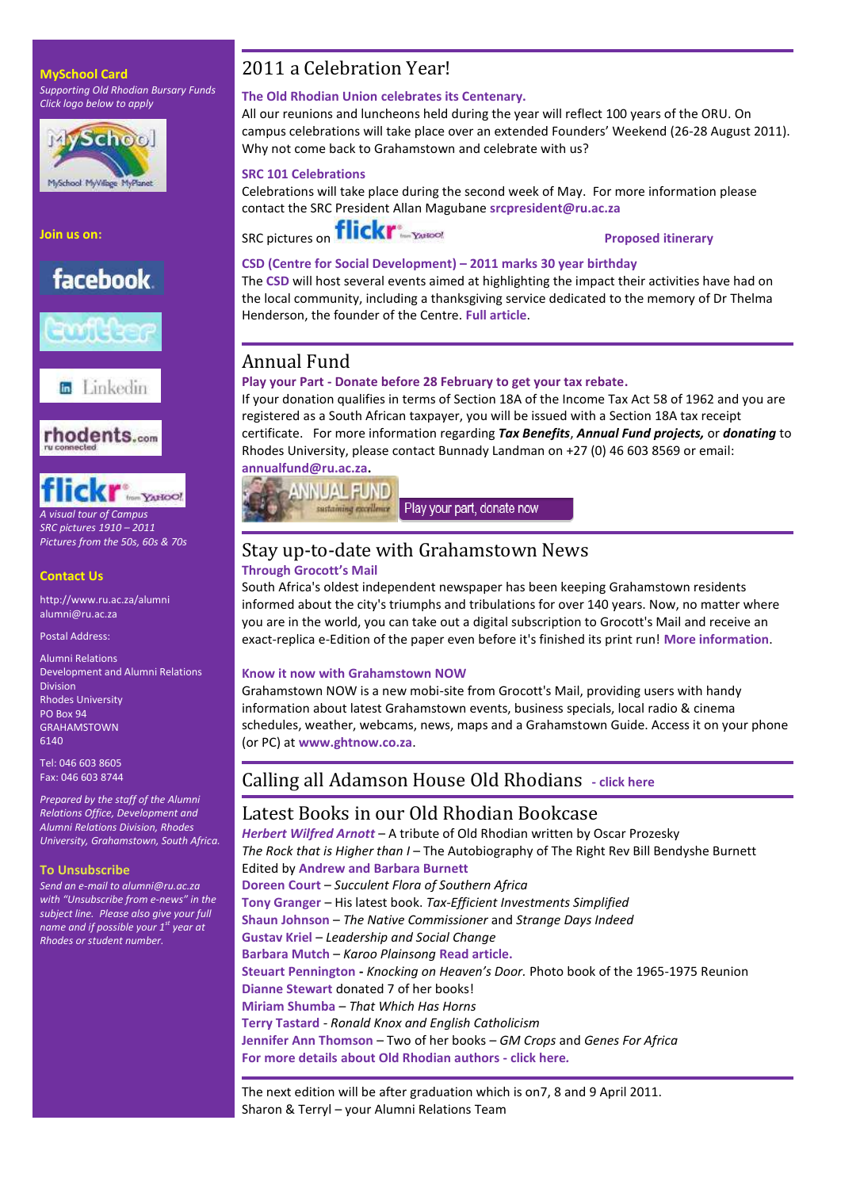**MySchool Card**

*Supporting Old Rhodian Bursary Funds*
*Click logo below to apply*

MySchool MyVillage MyPlanet

**Join us on:**

facebook

twitter

LinkedIn

rhodents.com
ru connected

flickr from YAHOO!

*A visual tour of Campus*
*SRC pictures 1910 – 2011*
*Pictures from the 50s, 60s & 70s*

**Contact Us**

http://www.ru.ac.za/alumni
alumni@ru.ac.za

Postal Address:

Alumni Relations
Development and Alumni Relations Division
Rhodes University
PO Box 94
GRAHAMSTOWN
6140

Tel: 046 603 8605
Fax: 046 603 8744

*Prepared by the staff of the Alumni Relations Office, Development and Alumni Relations Division, Rhodes University, Grahamstown, South Africa.*

**To Unsubscribe**

*Send an e-mail to alumni@ru.ac.za with "Unsubscribe from e-news" in the subject line. Please also give your full name and if possible your 1st year at Rhodes or student number.*

## 2011 a Celebration Year!

**The Old Rhodian Union celebrates its Centenary.**

All our reunions and luncheons held during the year will reflect 100 years of the ORU. On campus celebrations will take place over an extended Founders' Weekend (26-28 August 2011). Why not come back to Grahamstown and celebrate with us?

**SRC 101 Celebrations**

Celebrations will take place during the second week of May. For more information please contact the SRC President Allan Magubane **srcpresident@ru.ac.za**

SRC pictures on flickr from YAHOO! **Proposed itinerary**

**CSD (Centre for Social Development) – 2011 marks 30 year birthday**

The **CSD** will host several events aimed at highlighting the impact their activities have had on the local community, including a thanksgiving service dedicated to the memory of Dr Thelma Henderson, the founder of the Centre. **Full article**.

## Annual Fund

**Play your Part - Donate before 28 February to get your tax rebate.**

If your donation qualifies in terms of Section 18A of the Income Tax Act 58 of 1962 and you are registered as a South African taxpayer, you will be issued with a Section 18A tax receipt certificate. For more information regarding ***Tax Benefits***, ***Annual Fund projects,*** or ***donating*** to Rhodes University, please contact Bunnady Landman on +27 (0) 46 603 8569 or email: **annualfund@ru.ac.za.**

ANNUAL FUND sustaining excellence — Play your part, donate now

## Stay up-to-date with Grahamstown News

**Through Grocott's Mail**

South Africa's oldest independent newspaper has been keeping Grahamstown residents informed about the city's triumphs and tribulations for over 140 years. Now, no matter where you are in the world, you can take out a digital subscription to Grocott's Mail and receive an exact-replica e-Edition of the paper even before it's finished its print run! **More information**.

**Know it now with Grahamstown NOW**

Grahamstown NOW is a new mobi-site from Grocott's Mail, providing users with handy information about latest Grahamstown events, business specials, local radio & cinema schedules, weather, webcams, news, maps and a Grahamstown Guide. Access it on your phone (or PC) at **www.ghtnow.co.za**.

## Calling all Adamson House Old Rhodians **- click here**

## Latest Books in our Old Rhodian Bookcase

***Herbert Wilfred Arnott*** – A tribute of Old Rhodian written by Oscar Prozesky
*The Rock that is Higher than I* – The Autobiography of The Right Rev Bill Bendyshe Burnett
Edited by **Andrew and Barbara Burnett**
**Doreen Court** – *Succulent Flora of Southern Africa*
**Tony Granger** – His latest book. *Tax-Efficient Investments Simplified*
**Shaun Johnson** – *The Native Commissioner* and *Strange Days Indeed*
**Gustav Kriel** – *Leadership and Social Change*
**Barbara Mutch** – *Karoo Plainsong* **Read article.**
**Steuart Pennington -** *Knocking on Heaven's Door.* Photo book of the 1965-1975 Reunion
**Dianne Stewart** donated 7 of her books!
**Miriam Shumba** – *That Which Has Horns*
**Terry Tastard** - *Ronald Knox and English Catholicism*
**Jennifer Ann Thomson** – Two of her books – *GM Crops* and *Genes For Africa*
**For more details about Old Rhodian authors - click here.**

The next edition will be after graduation which is on7, 8 and 9 April 2011.
Sharon & Terryl – your Alumni Relations Team